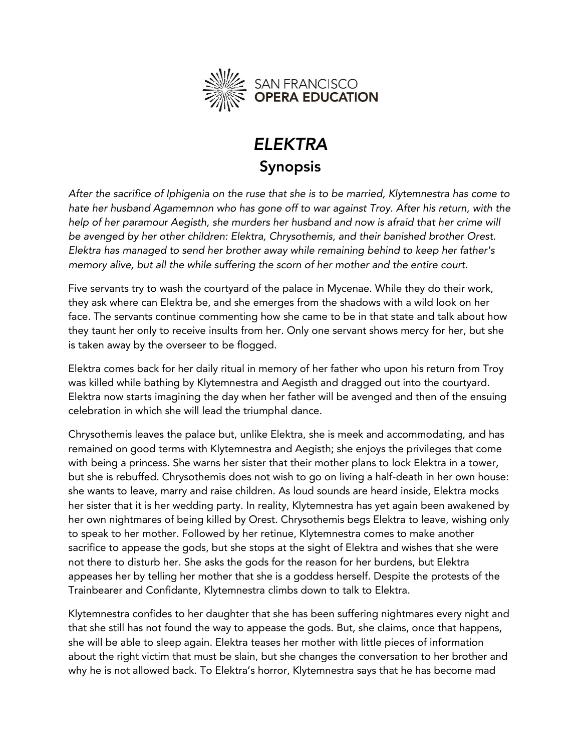SAN FRANCISCO
**OPERA EDUCATION**

# *ELEKTRA*
## Synopsis

*After the sacrifice of Iphigenia on the ruse that she is to be married, Klytemnestra has come to hate her husband Agamemnon who has gone off to war against Troy. After his return, with the help of her paramour Aegisth, she murders her husband and now is afraid that her crime will be avenged by her other children: Elektra, Chrysothemis, and their banished brother Orest. Elektra has managed to send her brother away while remaining behind to keep her father's memory alive, but all the while suffering the scorn of her mother and the entire court.*

Five servants try to wash the courtyard of the palace in Mycenae. While they do their work, they ask where can Elektra be, and she emerges from the shadows with a wild look on her face. The servants continue commenting how she came to be in that state and talk about how they taunt her only to receive insults from her. Only one servant shows mercy for her, but she is taken away by the overseer to be flogged.

Elektra comes back for her daily ritual in memory of her father who upon his return from Troy was killed while bathing by Klytemnestra and Aegisth and dragged out into the courtyard. Elektra now starts imagining the day when her father will be avenged and then of the ensuing celebration in which she will lead the triumphal dance.

Chrysothemis leaves the palace but, unlike Elektra, she is meek and accommodating, and has remained on good terms with Klytemnestra and Aegisth; she enjoys the privileges that come with being a princess. She warns her sister that their mother plans to lock Elektra in a tower, but she is rebuffed. Chrysothemis does not wish to go on living a half-death in her own house: she wants to leave, marry and raise children. As loud sounds are heard inside, Elektra mocks her sister that it is her wedding party. In reality, Klytemnestra has yet again been awakened by her own nightmares of being killed by Orest. Chrysothemis begs Elektra to leave, wishing only to speak to her mother. Followed by her retinue, Klytemnestra comes to make another sacrifice to appease the gods, but she stops at the sight of Elektra and wishes that she were not there to disturb her. She asks the gods for the reason for her burdens, but Elektra appeases her by telling her mother that she is a goddess herself. Despite the protests of the Trainbearer and Confidante, Klytemnestra climbs down to talk to Elektra.

Klytemnestra confides to her daughter that she has been suffering nightmares every night and that she still has not found the way to appease the gods. But, she claims, once that happens, she will be able to sleep again. Elektra teases her mother with little pieces of information about the right victim that must be slain, but she changes the conversation to her brother and why he is not allowed back. To Elektra's horror, Klytemnestra says that he has become mad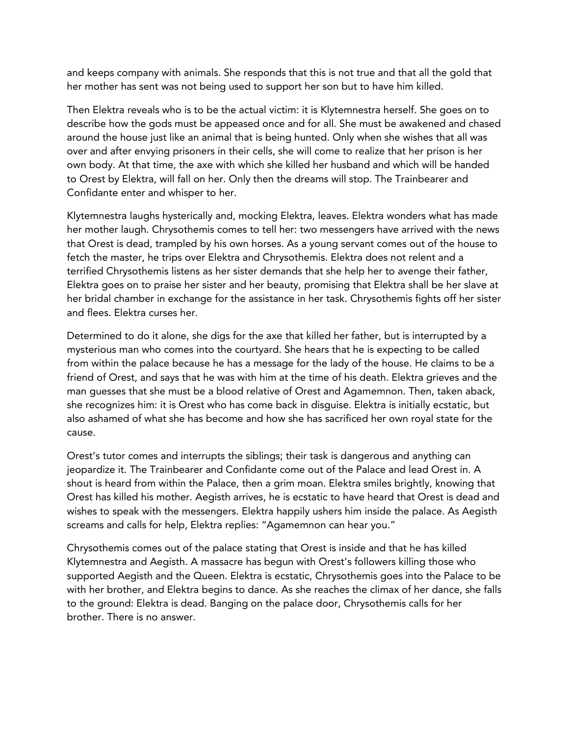and keeps company with animals. She responds that this is not true and that all the gold that her mother has sent was not being used to support her son but to have him killed.

Then Elektra reveals who is to be the actual victim: it is Klytemnestra herself. She goes on to describe how the gods must be appeased once and for all. She must be awakened and chased around the house just like an animal that is being hunted. Only when she wishes that all was over and after envying prisoners in their cells, she will come to realize that her prison is her own body. At that time, the axe with which she killed her husband and which will be handed to Orest by Elektra, will fall on her. Only then the dreams will stop. The Trainbearer and Confidante enter and whisper to her.

Klytemnestra laughs hysterically and, mocking Elektra, leaves. Elektra wonders what has made her mother laugh. Chrysothemis comes to tell her: two messengers have arrived with the news that Orest is dead, trampled by his own horses. As a young servant comes out of the house to fetch the master, he trips over Elektra and Chrysothemis. Elektra does not relent and a terrified Chrysothemis listens as her sister demands that she help her to avenge their father, Elektra goes on to praise her sister and her beauty, promising that Elektra shall be her slave at her bridal chamber in exchange for the assistance in her task. Chrysothemis fights off her sister and flees. Elektra curses her.

Determined to do it alone, she digs for the axe that killed her father, but is interrupted by a mysterious man who comes into the courtyard. She hears that he is expecting to be called from within the palace because he has a message for the lady of the house. He claims to be a friend of Orest, and says that he was with him at the time of his death. Elektra grieves and the man guesses that she must be a blood relative of Orest and Agamemnon. Then, taken aback, she recognizes him: it is Orest who has come back in disguise. Elektra is initially ecstatic, but also ashamed of what she has become and how she has sacrificed her own royal state for the cause.

Orest's tutor comes and interrupts the siblings; their task is dangerous and anything can jeopardize it. The Trainbearer and Confidante come out of the Palace and lead Orest in. A shout is heard from within the Palace, then a grim moan. Elektra smiles brightly, knowing that Orest has killed his mother. Aegisth arrives, he is ecstatic to have heard that Orest is dead and wishes to speak with the messengers. Elektra happily ushers him inside the palace. As Aegisth screams and calls for help, Elektra replies: "Agamemnon can hear you."

Chrysothemis comes out of the palace stating that Orest is inside and that he has killed Klytemnestra and Aegisth. A massacre has begun with Orest's followers killing those who supported Aegisth and the Queen. Elektra is ecstatic, Chrysothemis goes into the Palace to be with her brother, and Elektra begins to dance. As she reaches the climax of her dance, she falls to the ground: Elektra is dead. Banging on the palace door, Chrysothemis calls for her brother. There is no answer.